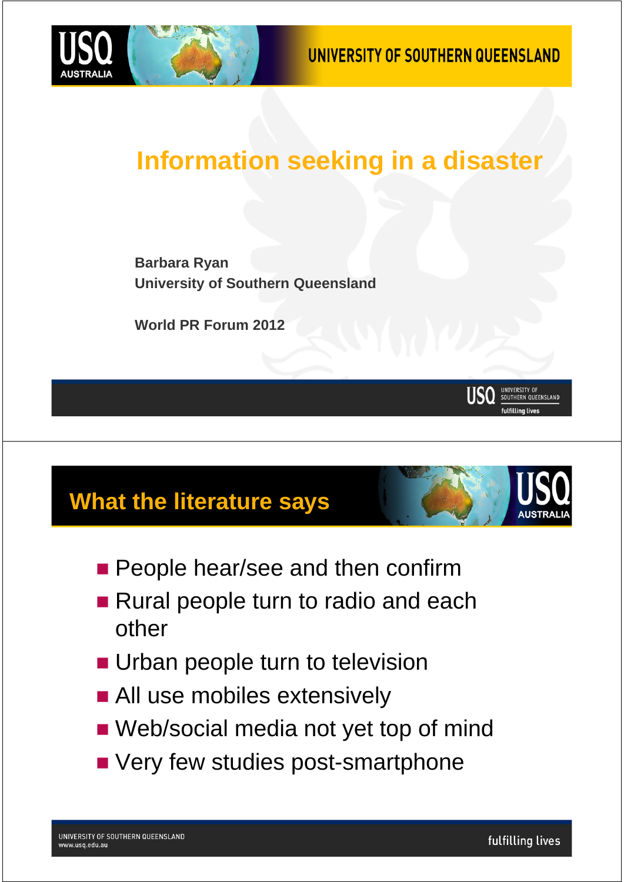# Information seeking in a disaster

**Barbara Ryan**
**University of Southern Queensland**

**World PR Forum 2012**

## What the literature says

- People hear/see and then confirm
- Rural people turn to radio and each other
- Urban people turn to television
- All use mobiles extensively
- Web/social media not yet top of mind
- Very few studies post-smartphone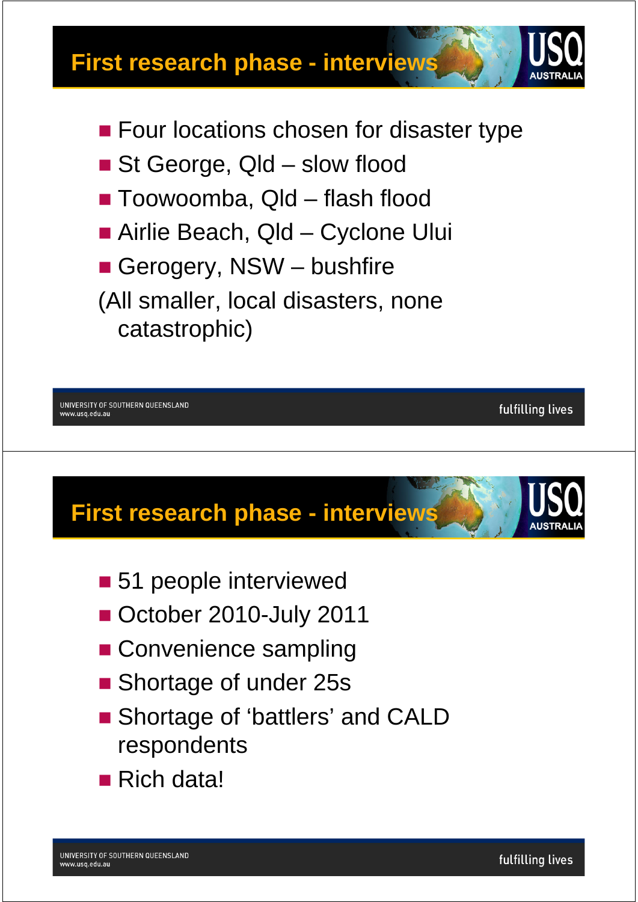## First research phase - interviews

- Four locations chosen for disaster type
- St George, Qld – slow flood
- Toowoomba, Qld – flash flood
- Airlie Beach, Qld – Cyclone Ului
- Gerogery, NSW – bushfire

(All smaller, local disasters, none catastrophic)

## First research phase - interviews

- 51 people interviewed
- October 2010-July 2011
- Convenience sampling
- Shortage of under 25s
- Shortage of 'battlers' and CALD respondents
- Rich data!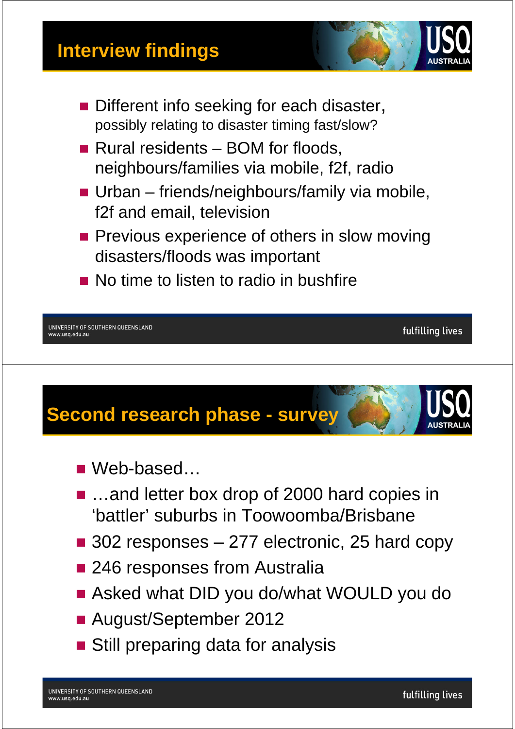## Interview findings

- Different info seeking for each disaster, possibly relating to disaster timing fast/slow?
- Rural residents – BOM for floods, neighbours/families via mobile, f2f, radio
- Urban – friends/neighbours/family via mobile, f2f and email, television
- Previous experience of others in slow moving disasters/floods was important
- No time to listen to radio in bushfire

## Second research phase - survey

- Web-based…
- …and letter box drop of 2000 hard copies in ‘battler’ suburbs in Toowoomba/Brisbane
- 302 responses – 277 electronic, 25 hard copy
- 246 responses from Australia
- Asked what DID you do/what WOULD you do
- August/September 2012
- Still preparing data for analysis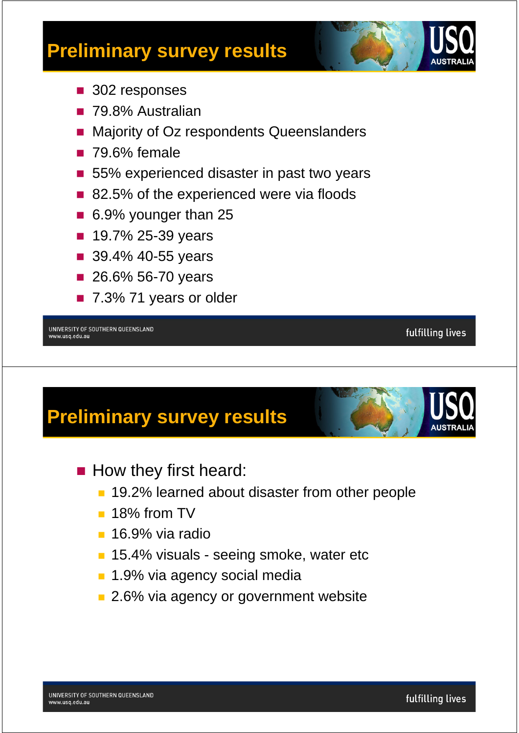## Preliminary survey results

- 302 responses
- 79.8% Australian
- Majority of Oz respondents Queenslanders
- 79.6% female
- 55% experienced disaster in past two years
- 82.5% of the experienced were via floods
- 6.9% younger than 25
- 19.7% 25-39 years
- 39.4% 40-55 years
- 26.6% 56-70 years
- 7.3% 71 years or older

## Preliminary survey results

- How they first heard:
  - 19.2% learned about disaster from other people
  - 18% from TV
  - 16.9% via radio
  - 15.4% visuals - seeing smoke, water etc
  - 1.9% via agency social media
  - 2.6% via agency or government website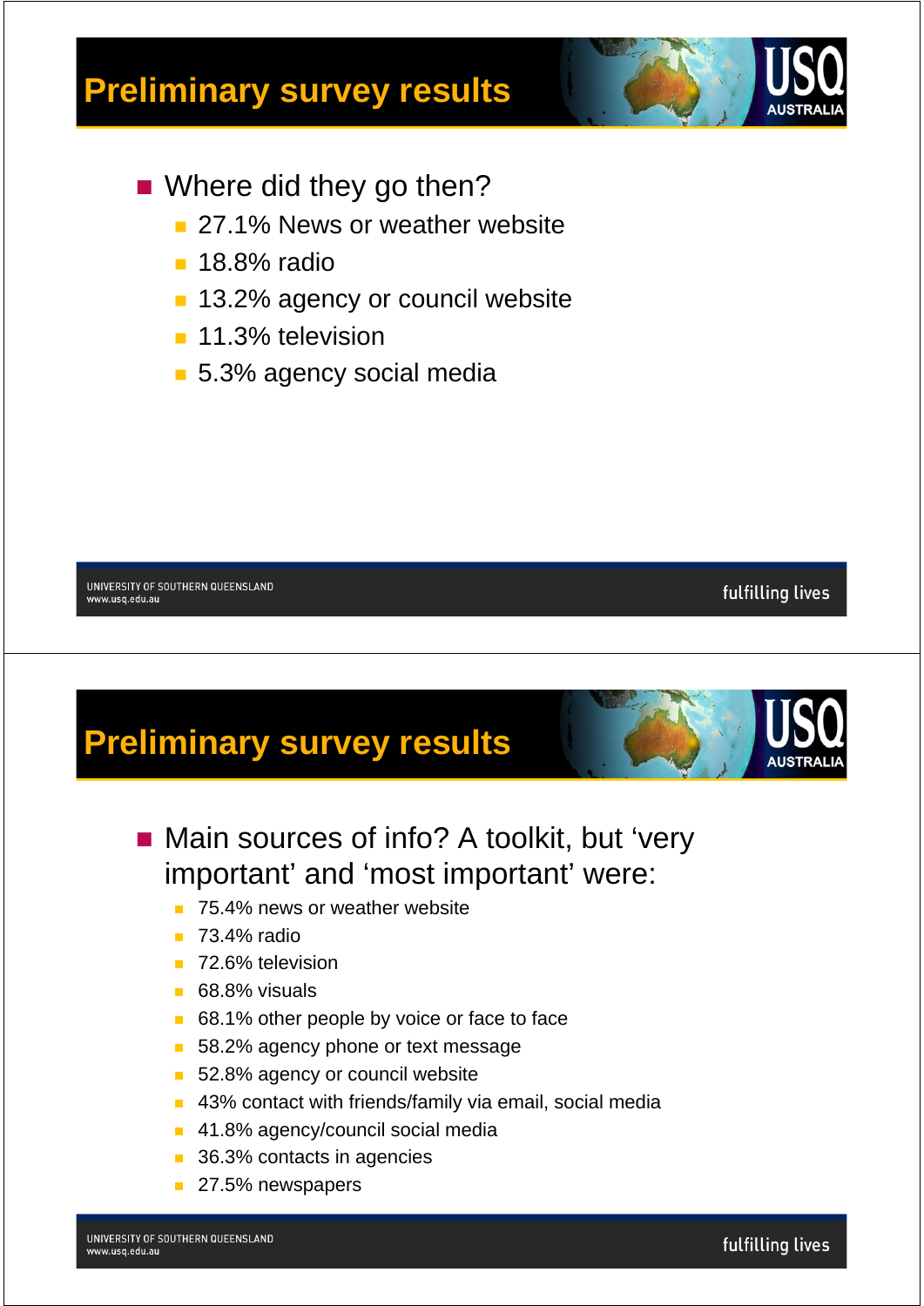## Preliminary survey results

- Where did they go then?
  - 27.1% News or weather website
  - 18.8% radio
  - 13.2% agency or council website
  - 11.3% television
  - 5.3% agency social media

## Preliminary survey results

- Main sources of info? A toolkit, but 'very important' and 'most important' were:
  - 75.4% news or weather website
  - 73.4% radio
  - 72.6% television
  - 68.8% visuals
  - 68.1% other people by voice or face to face
  - 58.2% agency phone or text message
  - 52.8% agency or council website
  - 43% contact with friends/family via email, social media
  - 41.8% agency/council social media
  - 36.3% contacts in agencies
  - 27.5% newspapers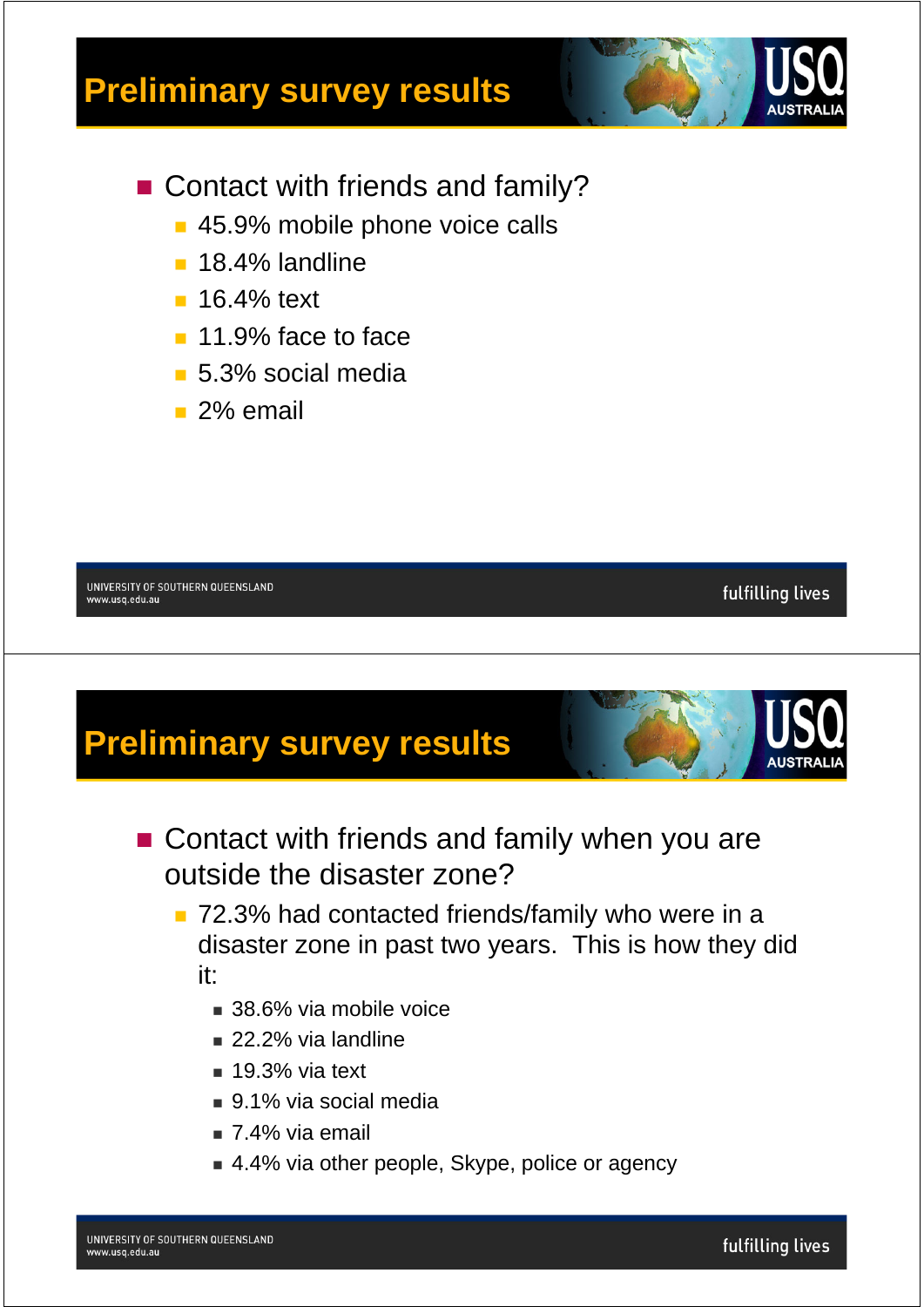## Preliminary survey results

- Contact with friends and family?
  - 45.9% mobile phone voice calls
  - 18.4% landline
  - 16.4% text
  - 11.9% face to face
  - 5.3% social media
  - 2% email

## Preliminary survey results

- Contact with friends and family when you are outside the disaster zone?
  - 72.3% had contacted friends/family who were in a disaster zone in past two years. This is how they did it:
    - 38.6% via mobile voice
    - 22.2% via landline
    - 19.3% via text
    - 9.1% via social media
    - 7.4% via email
    - 4.4% via other people, Skype, police or agency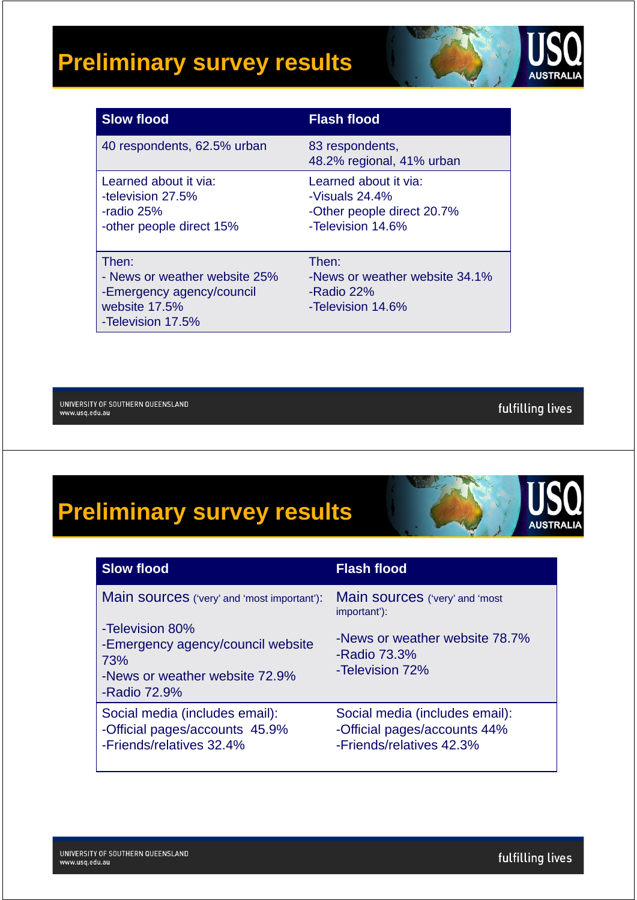# Preliminary survey results

| Slow flood | Flash flood |
|---|---|
| 40 respondents, 62.5% urban | 83 respondents,<br>48.2% regional, 41% urban |
| Learned about it via:<br>-television 27.5%<br>-radio 25%<br>-other people direct 15% | Learned about it via:<br>-Visuals 24.4%<br>-Other people direct 20.7%<br>-Television 14.6% |
| Then:<br>- News or weather website 25%<br>-Emergency agency/council website 17.5%<br>-Television 17.5% | Then:<br>-News or weather website 34.1%<br>-Radio 22%<br>-Television 14.6% |

# Preliminary survey results

| Slow flood | Flash flood |
|---|---|
| Main sources ('very' and 'most important'):<br>-Television 80%<br>-Emergency agency/council website 73%<br>-News or weather website 72.9%<br>-Radio 72.9% | Main sources ('very' and 'most important'):<br>-News or weather website 78.7%<br>-Radio 73.3%<br>-Television 72% |
| Social media (includes email):<br>-Official pages/accounts 45.9%<br>-Friends/relatives 32.4% | Social media (includes email):<br>-Official pages/accounts 44%<br>-Friends/relatives 42.3% |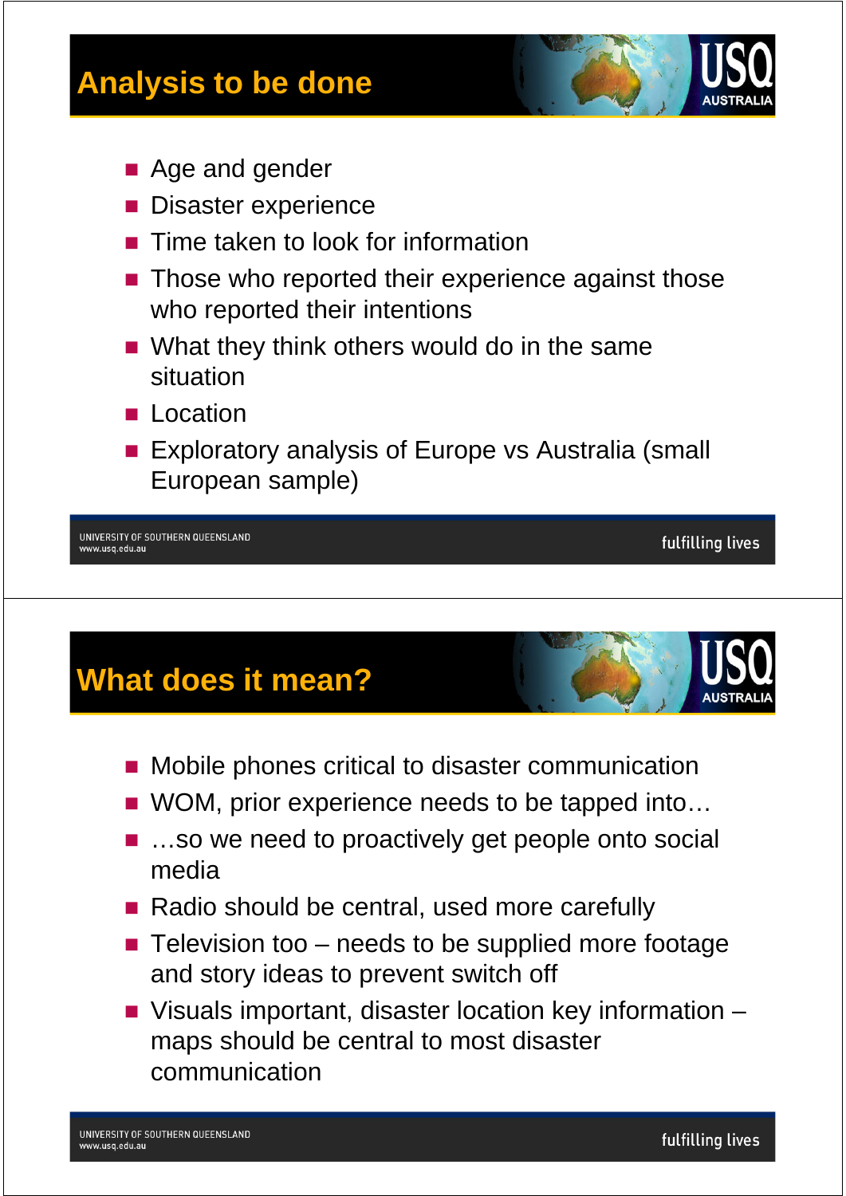## Analysis to be done

- Age and gender
- Disaster experience
- Time taken to look for information
- Those who reported their experience against those who reported their intentions
- What they think others would do in the same situation
- Location
- Exploratory analysis of Europe vs Australia (small European sample)

## What does it mean?

- Mobile phones critical to disaster communication
- WOM, prior experience needs to be tapped into…
- …so we need to proactively get people onto social media
- Radio should be central, used more carefully
- Television too – needs to be supplied more footage and story ideas to prevent switch off
- Visuals important, disaster location key information – maps should be central to most disaster communication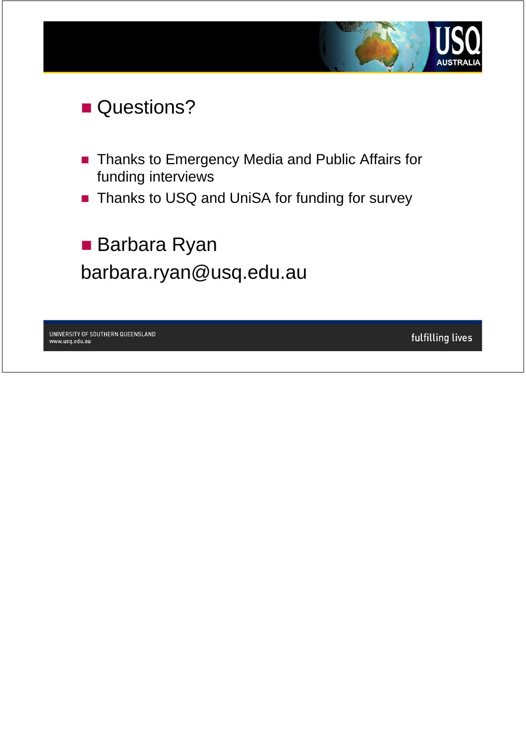- Questions?

- Thanks to Emergency Media and Public Affairs for funding interviews
- Thanks to USQ and UniSA for funding for survey

- Barbara Ryan

barbara.ryan@usq.edu.au